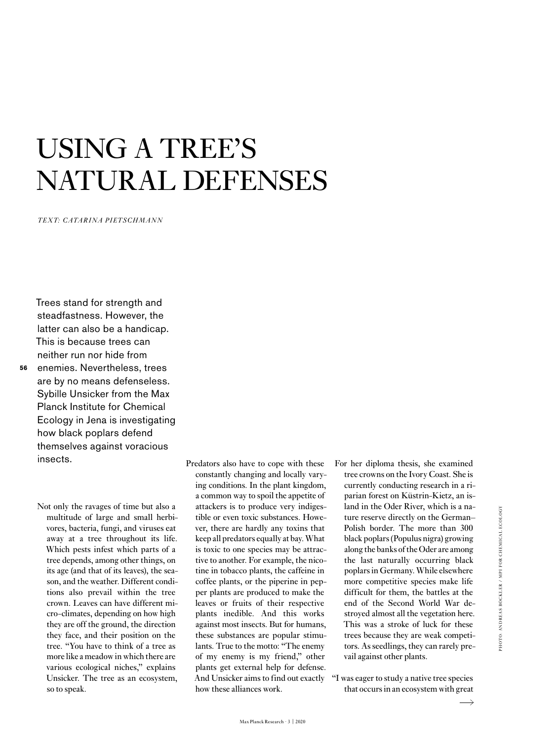# USING A TREE'S NATURAL DEFENSES

*TEXT: CATARINA PIETSCHMANN*

Trees stand for strength and steadfastness. However, the latter can also be a handicap. This is because trees can neither run nor hide from enemies. Nevertheless, trees are by no means defenseless. Sybille Unsicker from the Max Planck Institute for Chemical Ecology in Jena is investigating how black poplars defend themselves against voracious insects.

Not only the ravages of time but also a multitude of large and small herbivores, bacteria, fungi, and viruses eat away at a tree throughout its life. Which pests infest which parts of a tree depends, among other things, on its age (and that of its leaves), the season, and the weather. Different conditions also prevail within the tree crown. Leaves can have different micro-climates, depending on how high they are off the ground, the direction they face, and their position on the tree. "You have to think of a tree as more like a meadow in which there are various ecological niches," explains Unsicker. The tree as an ecosystem, so to speak.

Predators also have to cope with these constantly changing and locally varying conditions. In the plant kingdom, a common way to spoil the appetite of attackers is to produce very indigestible or even toxic substances. However, there are hardly any toxins that keep all predators equally at bay. What is toxic to one species may be attractive to another. For example, the nicotine in tobacco plants, the caffeine in coffee plants, or the piperine in pepper plants are produced to make the leaves or fruits of their respective plants inedible. And this works against most insects. But for humans, these substances are popular stimulants. True to the motto: "The enemy of my enemy is my friend," other plants get external help for defense. And Unsicker aims to find out exactly how these alliances work.

For her diploma thesis, she examined tree crowns on the Ivory Coast. She is currently conducting research in a riparian forest on Küstrin-Kietz, an island in the Oder River, which is a nature reserve directly on the German–Polish border. The more than 300 black poplars (Populus nigra) growing along the banks of the Oder are among the last naturally occurring black poplars in Germany. While elsewhere more competitive species make life difficult for them, the battles at the end of the Second World War destroyed almost all the vegetation here. This was a stroke of luck for these trees because they are weak competitors. As seedlings, they can rarely prevail against other plants.

"I was eager to study a native tree species that occurs in an ecosystem with great

PHOTO: ANDREAS BOCKLER / MPI FOR CHEMICAL ECOLOGY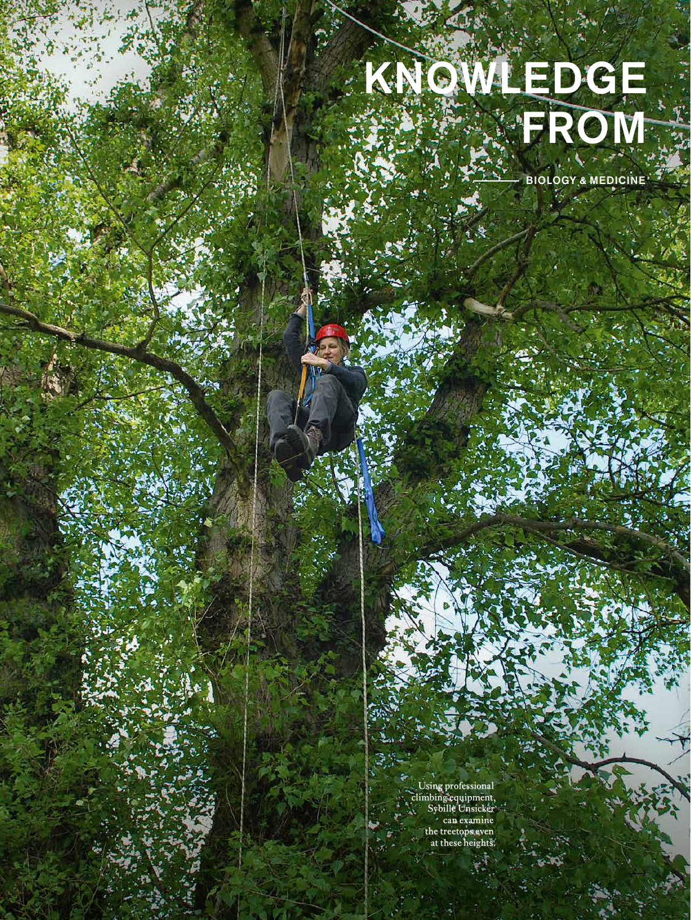# KNOWLEDGE FROM

BIOLOGY & MEDICINE

Using professional climbing equipment, Sybille Unsicker can examine the treetops even at these heights.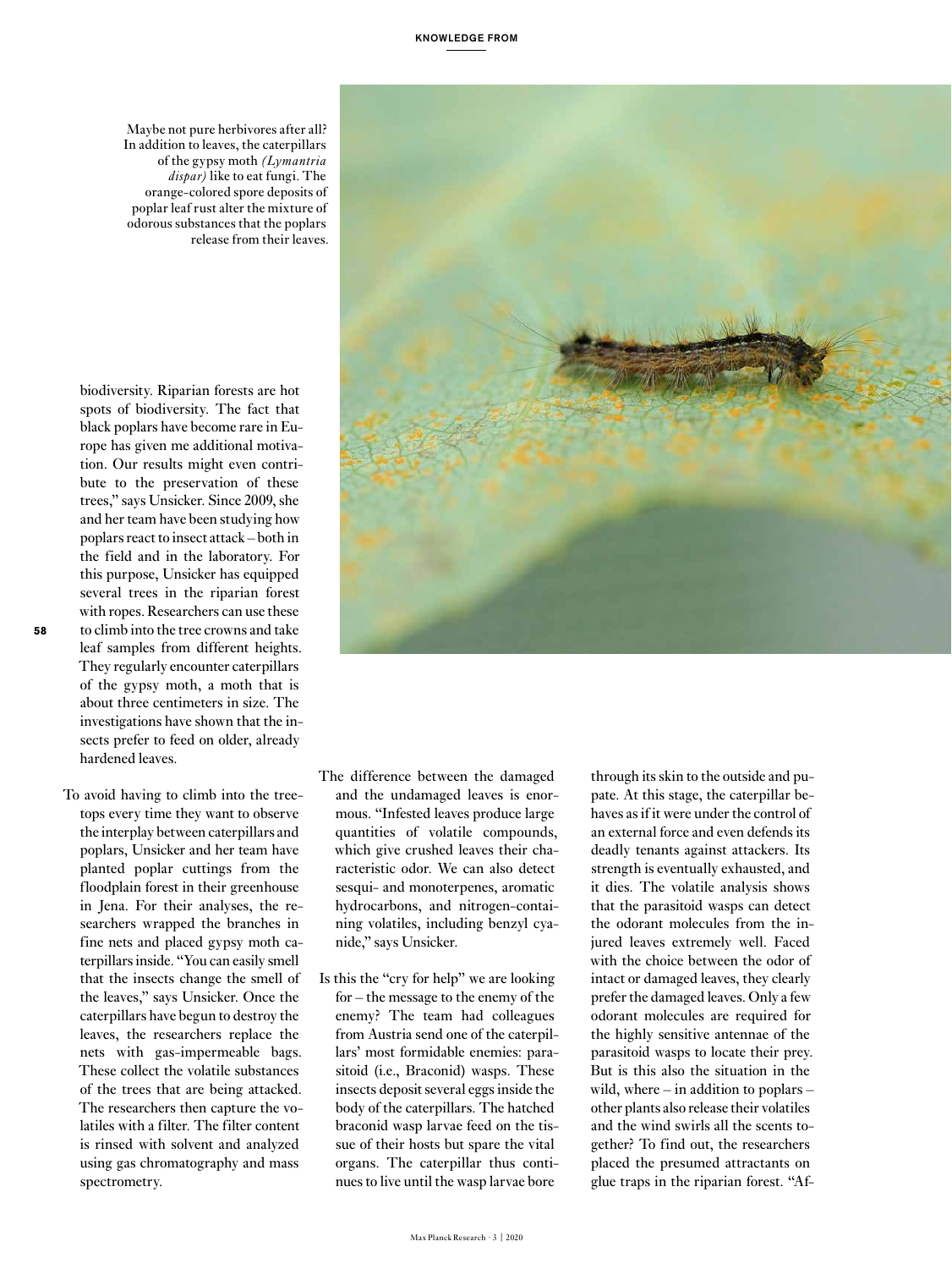Maybe not pure herbivores after all? In addition to leaves, the caterpillars of the gypsy moth *(Lymantria dispar)* like to eat fungi. The orange-colored spore deposits of poplar leaf rust alter the mixture of odorous substances that the poplars release from their leaves.

biodiversity. Riparian forests are hot spots of biodiversity. The fact that black poplars have become rare in Europe has given me additional motivation. Our results might even contribute to the preservation of these trees," says Unsicker. Since 2009, she and her team have been studying how poplars react to insect attack – both in the field and in the laboratory. For this purpose, Unsicker has equipped several trees in the riparian forest with ropes. Researchers can use these to climb into the tree crowns and take leaf samples from different heights. They regularly encounter caterpillars of the gypsy moth, a moth that is about three centimeters in size. The investigations have shown that the insects prefer to feed on older, already hardened leaves.

To avoid having to climb into the treetops every time they want to observe the interplay between caterpillars and poplars, Unsicker and her team have planted poplar cuttings from the floodplain forest in their greenhouse in Jena. For their analyses, the researchers wrapped the branches in fine nets and placed gypsy moth caterpillars inside. "You can easily smell that the insects change the smell of the leaves," says Unsicker. Once the caterpillars have begun to destroy the leaves, the researchers replace the nets with gas-impermeable bags. These collect the volatile substances of the trees that are being attacked. The researchers then capture the volatiles with a filter. The filter content is rinsed with solvent and analyzed using gas chromatography and mass spectrometry.

The difference between the damaged and the undamaged leaves is enormous. "Infested leaves produce large quantities of volatile compounds, which give crushed leaves their characteristic odor. We can also detect sesqui- and monoterpenes, aromatic hydrocarbons, and nitrogen-containing volatiles, including benzyl cyanide," says Unsicker.

Is this the "cry for help" we are looking for – the message to the enemy of the enemy? The team had colleagues from Austria send one of the caterpillars' most formidable enemies: parasitoid (i.e., Braconid) wasps. These insects deposit several eggs inside the body of the caterpillars. The hatched braconid wasp larvae feed on the tissue of their hosts but spare the vital organs. The caterpillar thus continues to live until the wasp larvae bore through its skin to the outside and pupate. At this stage, the caterpillar behaves as if it were under the control of an external force and even defends its deadly tenants against attackers. Its strength is eventually exhausted, and it dies. The volatile analysis shows that the parasitoid wasps can detect the odorant molecules from the injured leaves extremely well. Faced with the choice between the odor of intact or damaged leaves, they clearly prefer the damaged leaves. Only a few odorant molecules are required for the highly sensitive antennae of the parasitoid wasps to locate their prey. But is this also the situation in the wild, where – in addition to poplars – other plants also release their volatiles and the wind swirls all the scents together? To find out, the researchers placed the presumed attractants on glue traps in the riparian forest. "Af-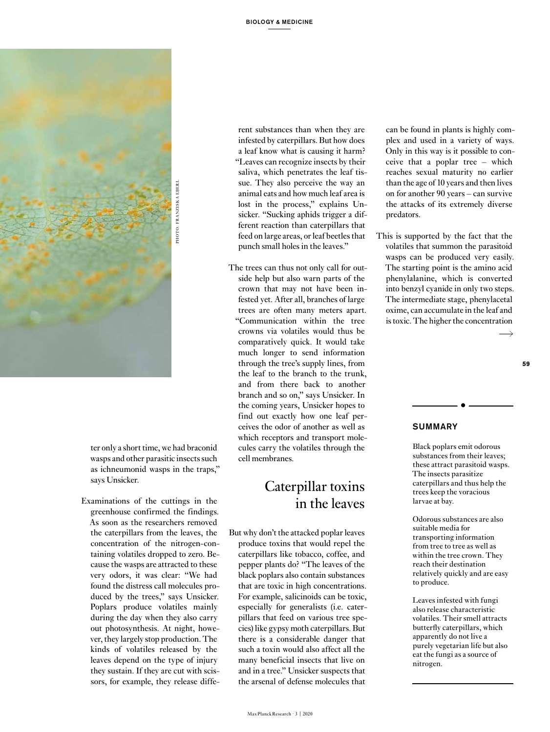ter only a short time, we had braconid wasps and other parasitic insects such as ichneumonid wasps in the traps," says Unsicker.

Examinations of the cuttings in the greenhouse confirmed the findings. As soon as the researchers removed the caterpillars from the leaves, the concentration of the nitrogen-containing volatiles dropped to zero. Because the wasps are attracted to these very odors, it was clear: "We had found the distress call molecules produced by the trees," says Unsicker. Poplars produce volatiles mainly during the day when they also carry out photosynthesis. At night, however, they largely stop production. The kinds of volatiles released by the leaves depend on the type of injury they sustain. If they are cut with scissors, for example, they release different substances than when they are infested by caterpillars. But how does a leaf know what is causing it harm? "Leaves can recognize insects by their saliva, which penetrates the leaf tissue. They also perceive the way an animal eats and how much leaf area is lost in the process," explains Unsicker. "Sucking aphids trigger a different reaction than caterpillars that feed on large areas, or leaf beetles that punch small holes in the leaves."

The trees can thus not only call for outside help but also warn parts of the crown that may not have been infested yet. After all, branches of large trees are often many meters apart. "Communication within the tree crowns via volatiles would thus be comparatively quick. It would take much longer to send information through the tree's supply lines, from the leaf to the branch to the trunk, and from there back to another branch and so on," says Unsicker. In the coming years, Unsicker hopes to find out exactly how one leaf perceives the odor of another as well as which receptors and transport molecules carry the volatiles through the cell membranes.

## Caterpillar toxins in the leaves

But why don't the attacked poplar leaves produce toxins that would repel the caterpillars like tobacco, coffee, and pepper plants do? "The leaves of the black poplars also contain substances that are toxic in high concentrations. For example, salicinoids can be toxic, especially for generalists (i.e. caterpillars that feed on various tree species) like gypsy moth caterpillars. But there is a considerable danger that such a toxin would also affect all the many beneficial insects that live on and in a tree." Unsicker suspects that the arsenal of defense molecules that can be found in plants is highly complex and used in a variety of ways. Only in this way is it possible to conceive that a poplar tree – which reaches sexual maturity no earlier than the age of 10 years and then lives on for another 90 years – can survive the attacks of its extremely diverse predators.

This is supported by the fact that the volatiles that summon the parasitoid wasps can be produced very easily. The starting point is the amino acid phenylalanine, which is converted into benzyl cyanide in only two steps. The intermediate stage, phenylacetal oxime, can accumulate in the leaf and is toxic. The higher the concentration

### SUMMARY

Black poplars emit odorous substances from their leaves; these attract parasitoid wasps. The insects parasitize caterpillars and thus help the trees keep the voracious larvae at bay.

Odorous substances are also suitable media for transporting information from tree to tree as well as within the tree crown. They reach their destination relatively quickly and are easy to produce.

Leaves infested with fungi also release characteristic volatiles. Their smell attracts butterfly caterpillars, which apparently do not live a purely vegetarian life but also eat the fungi as a source of nitrogen.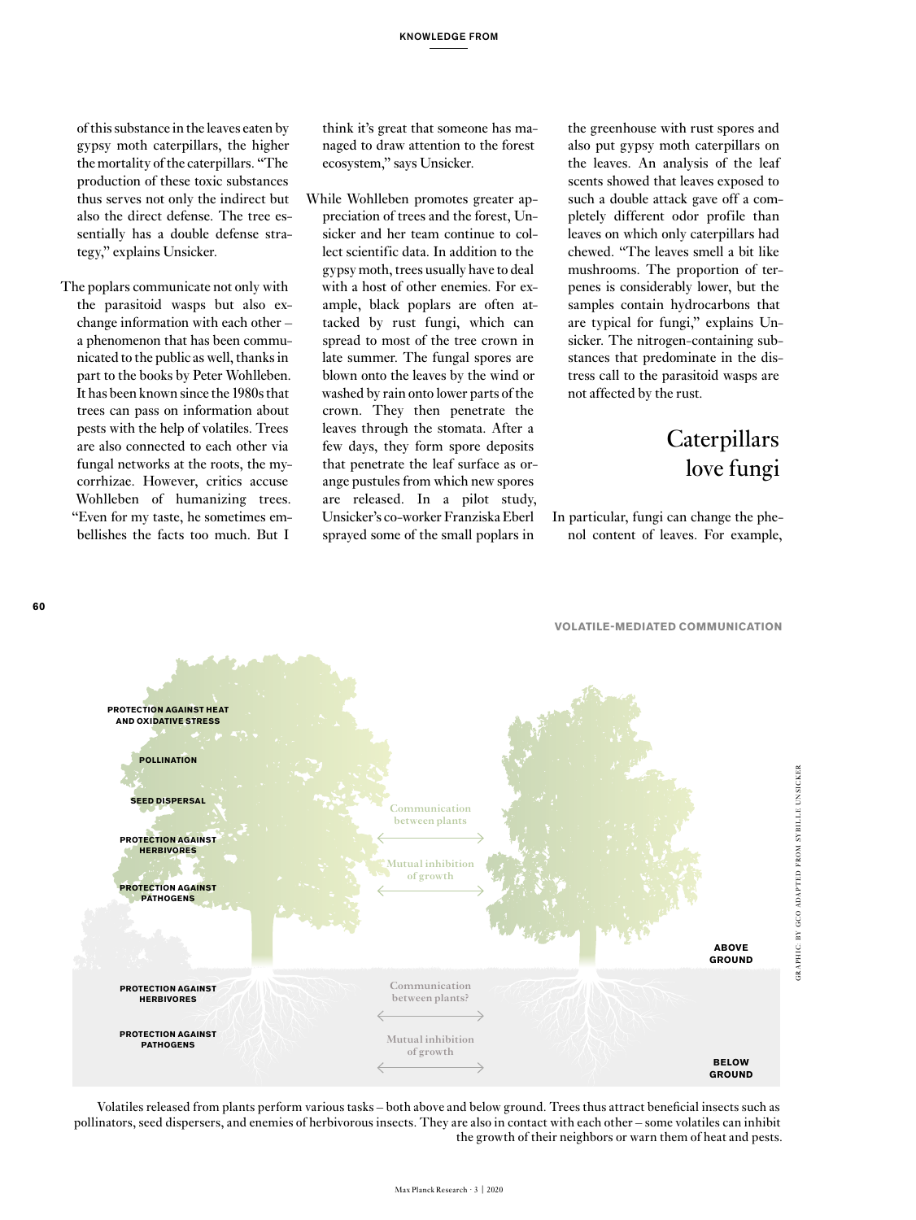of this substance in the leaves eaten by gypsy moth caterpillars, the higher the mortality of the caterpillars. "The production of these toxic substances thus serves not only the indirect but also the direct defense. The tree essentially has a double defense strategy," explains Unsicker.

The poplars communicate not only with the parasitoid wasps but also exchange information with each other – a phenomenon that has been communicated to the public as well, thanks in part to the books by Peter Wohlleben. It has been known since the 1980s that trees can pass on information about pests with the help of volatiles. Trees are also connected to each other via fungal networks at the roots, the mycorrhizae. However, critics accuse Wohlleben of humanizing trees. "Even for my taste, he sometimes embellishes the facts too much. But I think it's great that someone has managed to draw attention to the forest ecosystem," says Unsicker.

While Wohlleben promotes greater appreciation of trees and the forest, Unsicker and her team continue to collect scientific data. In addition to the gypsy moth, trees usually have to deal with a host of other enemies. For example, black poplars are often attacked by rust fungi, which can spread to most of the tree crown in late summer. The fungal spores are blown onto the leaves by the wind or washed by rain onto lower parts of the crown. They then penetrate the leaves through the stomata. After a few days, they form spore deposits that penetrate the leaf surface as orange pustules from which new spores are released. In a pilot study, Unsicker's co-worker Franziska Eberl sprayed some of the small poplars in the greenhouse with rust spores and also put gypsy moth caterpillars on the leaves. An analysis of the leaf scents showed that leaves exposed to such a double attack gave off a completely different odor profile than leaves on which only caterpillars had chewed. "The leaves smell a bit like mushrooms. The proportion of terpenes is considerably lower, but the samples contain hydrocarbons that are typical for fungi," explains Unsicker. The nitrogen-containing substances that predominate in the distress call to the parasitoid wasps are not affected by the rust.

## Caterpillars love fungi

In particular, fungi can change the phenol content of leaves. For example,

**VOLATILE-MEDIATED COMMUNICATION**

**PROTECTION AGAINST HEAT AND OXIDATIVE STRESS**

**POLLINATION**

**SEED DISPERSAL**

**PROTECTION AGAINST HERBIVORES**

**PROTECTION AGAINST PATHOGENS**

Communication between plants

Mutual inhibition of growth

**ABOVE GROUND**

**PROTECTION AGAINST HERBIVORES**

**PROTECTION AGAINST PATHOGENS**

Communication between plants?

Mutual inhibition of growth

**BELOW GROUND**

GRAPHIC: BY GCO ADAPTED FROM SYBILLE UNSICKER

Volatiles released from plants perform various tasks – both above and below ground. Trees thus attract beneficial insects such as pollinators, seed dispersers, and enemies of herbivorous insects. They are also in contact with each other – some volatiles can inhibit the growth of their neighbors or warn them of heat and pests.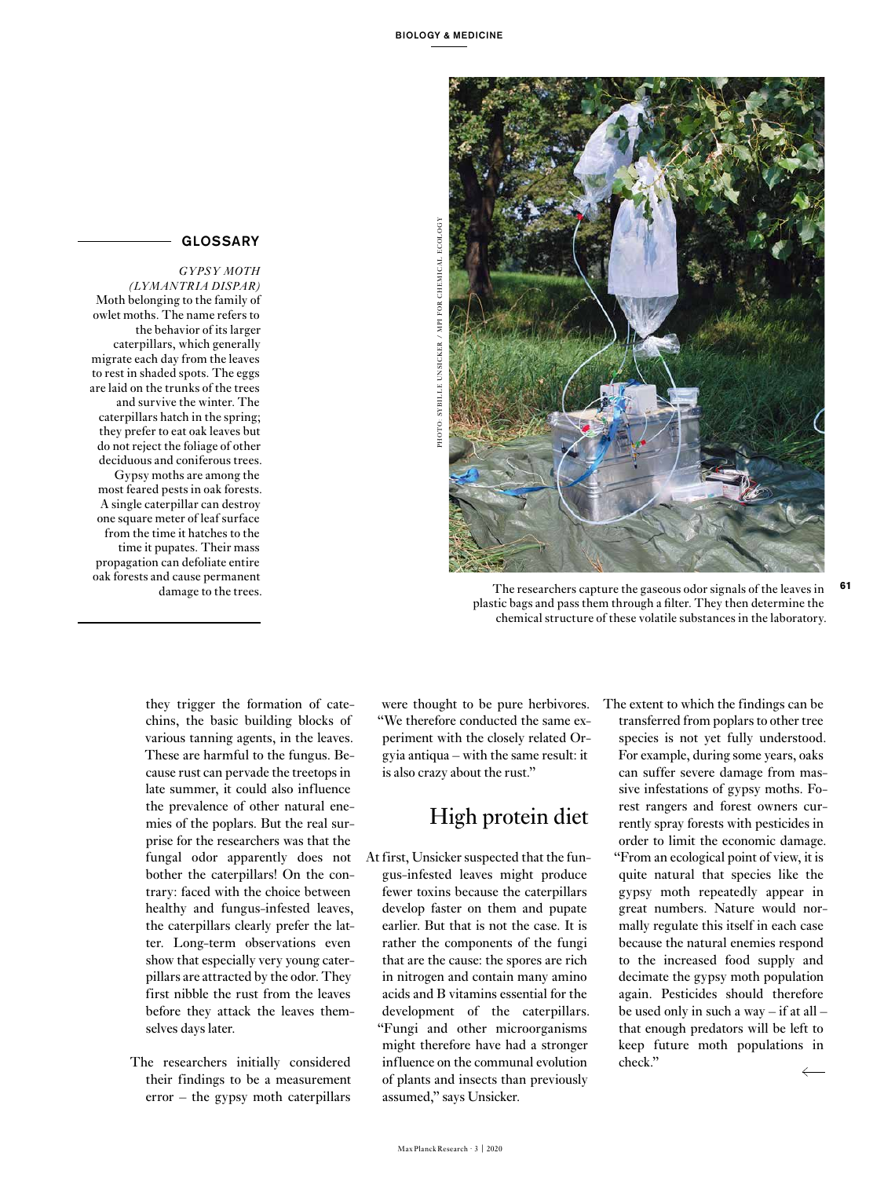## GLOSSARY

*GYPSY MOTH (LYMANTRIA DISPAR)*
Moth belonging to the family of owlet moths. The name refers to the behavior of its larger caterpillars, which generally migrate each day from the leaves to rest in shaded spots. The eggs are laid on the trunks of the trees and survive the winter. The caterpillars hatch in the spring; they prefer to eat oak leaves but do not reject the foliage of other deciduous and coniferous trees. Gypsy moths are among the most feared pests in oak forests. A single caterpillar can destroy one square meter of leaf surface from the time it hatches to the time it pupates. Their mass propagation can defoliate entire oak forests and cause permanent damage to the trees.

PHOTO: SYBILLE UNSICKER / MPI FOR CHEMICAL ECOLOGY

The researchers capture the gaseous odor signals of the leaves in plastic bags and pass them through a filter. They then determine the chemical structure of these volatile substances in the laboratory.

they trigger the formation of catechins, the basic building blocks of various tanning agents, in the leaves. These are harmful to the fungus. Because rust can pervade the treetops in late summer, it could also influence the prevalence of other natural enemies of the poplars. But the real surprise for the researchers was that the fungal odor apparently does not bother the caterpillars! On the contrary: faced with the choice between healthy and fungus-infested leaves, the caterpillars clearly prefer the latter. Long-term observations even show that especially very young caterpillars are attracted by the odor. They first nibble the rust from the leaves before they attack the leaves themselves days later.

The researchers initially considered their findings to be a measurement error – the gypsy moth caterpillars were thought to be pure herbivores. "We therefore conducted the same experiment with the closely related Orgyia antiqua – with the same result: it is also crazy about the rust."

## High protein diet

At first, Unsicker suspected that the fungus-infested leaves might produce fewer toxins because the caterpillars develop faster on them and pupate earlier. But that is not the case. It is rather the components of the fungi that are the cause: the spores are rich in nitrogen and contain many amino acids and B vitamins essential for the development of the caterpillars. "Fungi and other microorganisms might therefore have had a stronger influence on the communal evolution of plants and insects than previously assumed," says Unsicker.

The extent to which the findings can be transferred from poplars to other tree species is not yet fully understood. For example, during some years, oaks can suffer severe damage from massive infestations of gypsy moths. Forest rangers and forest owners currently spray forests with pesticides in order to limit the economic damage. "From an ecological point of view, it is quite natural that species like the gypsy moth repeatedly appear in great numbers. Nature would normally regulate this itself in each case because the natural enemies respond to the increased food supply and decimate the gypsy moth population again. Pesticides should therefore be used only in such a way – if at all – that enough predators will be left to keep future moth populations in check."